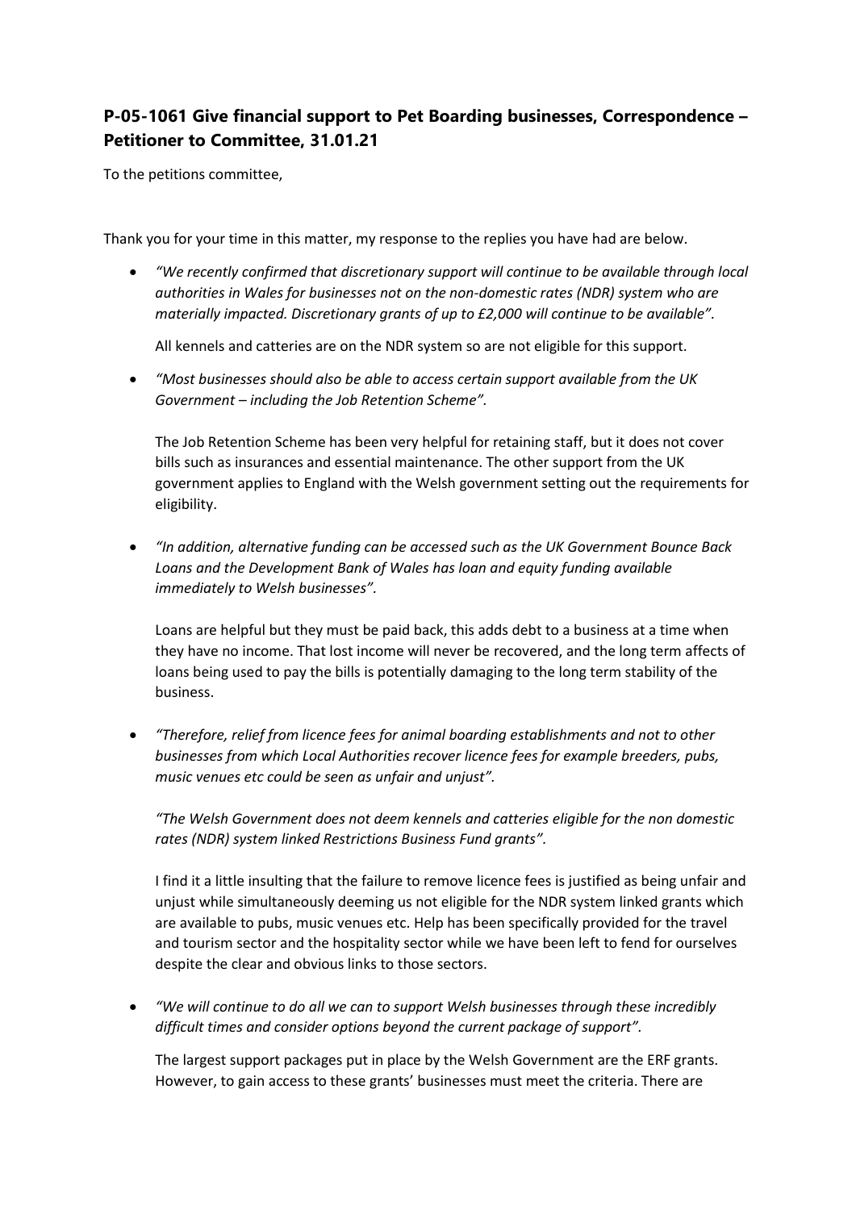## P-05-1061 Give financial support to Pet Boarding businesses, Correspondence – Petitioner to Committee, 31.01.21

To the petitions committee,

Thank you for your time in this matter, my response to the replies you have had are below.

- *"We recently confirmed that discretionary support will continue to be available through local authorities in Wales for businesses not on the non-domestic rates (NDR) system who are materially impacted. Discretionary grants of up to £2,000 will continue to be available".*

  All kennels and catteries are on the NDR system so are not eligible for this support.

- *"Most businesses should also be able to access certain support available from the UK Government – including the Job Retention Scheme".*

  The Job Retention Scheme has been very helpful for retaining staff, but it does not cover bills such as insurances and essential maintenance. The other support from the UK government applies to England with the Welsh government setting out the requirements for eligibility.

- *"In addition, alternative funding can be accessed such as the UK Government Bounce Back Loans and the Development Bank of Wales has loan and equity funding available immediately to Welsh businesses".*

  Loans are helpful but they must be paid back, this adds debt to a business at a time when they have no income. That lost income will never be recovered, and the long term affects of loans being used to pay the bills is potentially damaging to the long term stability of the business.

- *"Therefore, relief from licence fees for animal boarding establishments and not to other businesses from which Local Authorities recover licence fees for example breeders, pubs, music venues etc could be seen as unfair and unjust".*

  *"The Welsh Government does not deem kennels and catteries eligible for the non domestic rates (NDR) system linked Restrictions Business Fund grants".*

  I find it a little insulting that the failure to remove licence fees is justified as being unfair and unjust while simultaneously deeming us not eligible for the NDR system linked grants which are available to pubs, music venues etc. Help has been specifically provided for the travel and tourism sector and the hospitality sector while we have been left to fend for ourselves despite the clear and obvious links to those sectors.

- *"We will continue to do all we can to support Welsh businesses through these incredibly difficult times and consider options beyond the current package of support".*

  The largest support packages put in place by the Welsh Government are the ERF grants. However, to gain access to these grants' businesses must meet the criteria. There are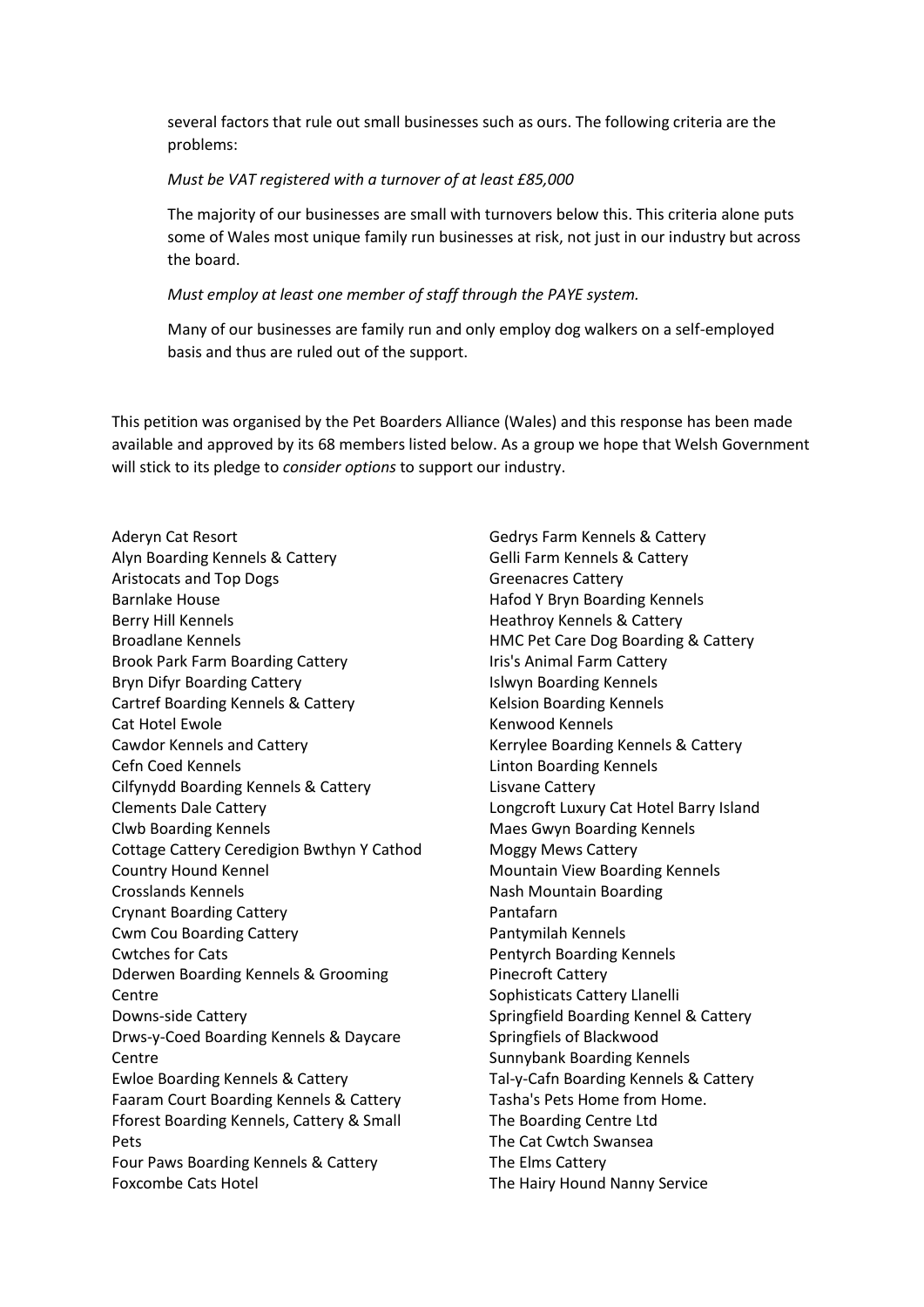several factors that rule out small businesses such as ours. The following criteria are the problems:

*Must be VAT registered with a turnover of at least £85,000*

The majority of our businesses are small with turnovers below this. This criteria alone puts some of Wales most unique family run businesses at risk, not just in our industry but across the board.

*Must employ at least one member of staff through the PAYE system.*

Many of our businesses are family run and only employ dog walkers on a self-employed basis and thus are ruled out of the support.

This petition was organised by the Pet Boarders Alliance (Wales) and this response has been made available and approved by its 68 members listed below. As a group we hope that Welsh Government will stick to its pledge to *consider options* to support our industry.

Aderyn Cat Resort
Alyn Boarding Kennels & Cattery
Aristocats and Top Dogs
Barnlake House
Berry Hill Kennels
Broadlane Kennels
Brook Park Farm Boarding Cattery
Bryn Difyr Boarding Cattery
Cartref Boarding Kennels & Cattery
Cat Hotel Ewole
Cawdor Kennels and Cattery
Cefn Coed Kennels
Cilfynydd Boarding Kennels & Cattery
Clements Dale Cattery
Clwb Boarding Kennels
Cottage Cattery Ceredigion Bwthyn Y Cathod
Country Hound Kennel
Crosslands Kennels
Crynant Boarding Cattery
Cwm Cou Boarding Cattery
Cwtches for Cats
Dderwen Boarding Kennels & Grooming Centre
Downs-side Cattery
Drws-y-Coed Boarding Kennels & Daycare Centre
Ewloe Boarding Kennels & Cattery
Faaram Court Boarding Kennels & Cattery
Fforest Boarding Kennels, Cattery & Small Pets
Four Paws Boarding Kennels & Cattery
Foxcombe Cats Hotel
Gedrys Farm Kennels & Cattery
Gelli Farm Kennels & Cattery
Greenacres Cattery
Hafod Y Bryn Boarding Kennels
Heathroy Kennels & Cattery
HMC Pet Care Dog Boarding & Cattery
Iris's Animal Farm Cattery
Islwyn Boarding Kennels
Kelsion Boarding Kennels
Kenwood Kennels
Kerrylee Boarding Kennels & Cattery
Linton Boarding Kennels
Lisvane Cattery
Longcroft Luxury Cat Hotel Barry Island
Maes Gwyn Boarding Kennels
Moggy Mews Cattery
Mountain View Boarding Kennels
Nash Mountain Boarding
Pantafarn
Pantymilah Kennels
Pentyrch Boarding Kennels
Pinecroft Cattery
Sophisticats Cattery Llanelli
Springfield Boarding Kennel & Cattery
Springfiels of Blackwood
Sunnybank Boarding Kennels
Tal-y-Cafn Boarding Kennels & Cattery
Tasha's Pets Home from Home.
The Boarding Centre Ltd
The Cat Cwtch Swansea
The Elms Cattery
The Hairy Hound Nanny Service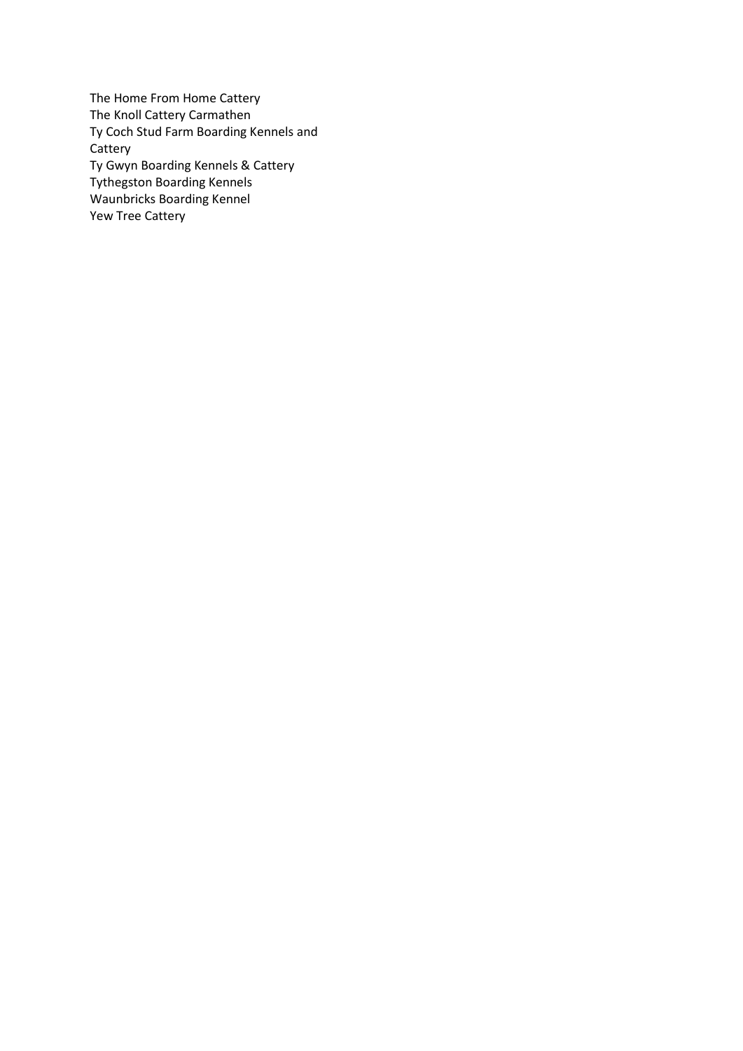The Home From Home Cattery
The Knoll Cattery Carmathen
Ty Coch Stud Farm Boarding Kennels and Cattery
Ty Gwyn Boarding Kennels & Cattery
Tythegston Boarding Kennels
Waunbricks Boarding Kennel
Yew Tree Cattery